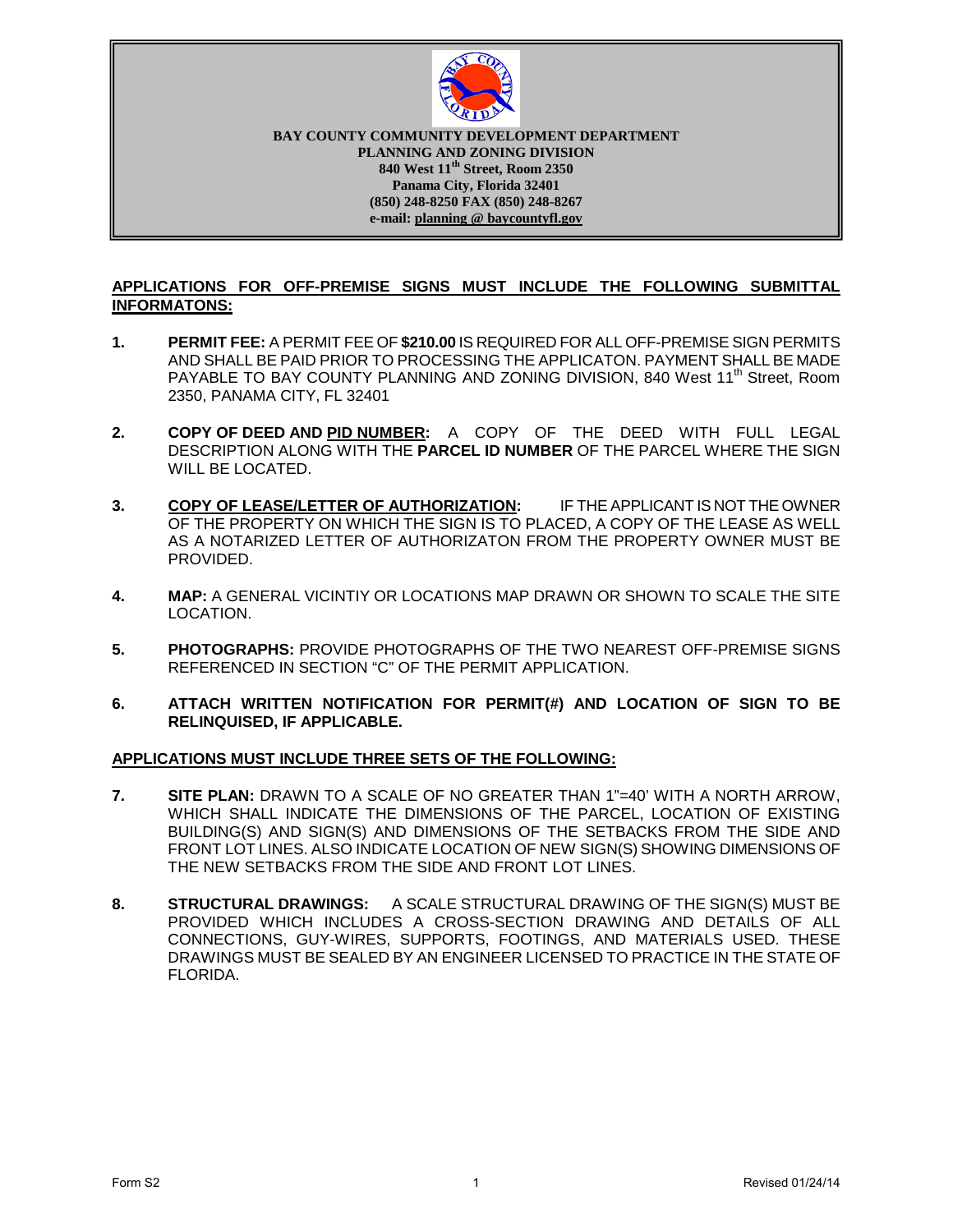**BAY COUNTY COMMUNITY DEVELOPMENT DEPARTMENT**
**PLANNING AND ZONING DIVISION**
**840 West 11th Street, Room 2350**
**Panama City, Florida 32401**
**(850) 248-8250 FAX (850) 248-8267**
**e-mail: planning @ baycountyfl.gov**

**APPLICATIONS FOR OFF-PREMISE SIGNS MUST INCLUDE THE FOLLOWING SUBMITTAL INFORMATONS:**

1. **PERMIT FEE:** A PERMIT FEE OF **$210.00** IS REQUIRED FOR ALL OFF-PREMISE SIGN PERMITS AND SHALL BE PAID PRIOR TO PROCESSING THE APPLICATON. PAYMENT SHALL BE MADE PAYABLE TO BAY COUNTY PLANNING AND ZONING DIVISION, 840 West 11th Street, Room 2350, PANAMA CITY, FL 32401

2. **COPY OF DEED AND PID NUMBER:** A COPY OF THE DEED WITH FULL LEGAL DESCRIPTION ALONG WITH THE **PARCEL ID NUMBER** OF THE PARCEL WHERE THE SIGN WILL BE LOCATED.

3. **COPY OF LEASE/LETTER OF AUTHORIZATION:** IF THE APPLICANT IS NOT THE OWNER OF THE PROPERTY ON WHICH THE SIGN IS TO PLACED, A COPY OF THE LEASE AS WELL AS A NOTARIZED LETTER OF AUTHORIZATON FROM THE PROPERTY OWNER MUST BE PROVIDED.

4. **MAP:** A GENERAL VICINTIY OR LOCATIONS MAP DRAWN OR SHOWN TO SCALE THE SITE LOCATION.

5. **PHOTOGRAPHS:** PROVIDE PHOTOGRAPHS OF THE TWO NEAREST OFF-PREMISE SIGNS REFERENCED IN SECTION "C" OF THE PERMIT APPLICATION.

6. **ATTACH WRITTEN NOTIFICATION FOR PERMIT(#) AND LOCATION OF SIGN TO BE RELINQUISED, IF APPLICABLE.**

**APPLICATIONS MUST INCLUDE THREE SETS OF THE FOLLOWING:**

7. **SITE PLAN:** DRAWN TO A SCALE OF NO GREATER THAN 1"=40' WITH A NORTH ARROW, WHICH SHALL INDICATE THE DIMENSIONS OF THE PARCEL, LOCATION OF EXISTING BUILDING(S) AND SIGN(S) AND DIMENSIONS OF THE SETBACKS FROM THE SIDE AND FRONT LOT LINES. ALSO INDICATE LOCATION OF NEW SIGN(S) SHOWING DIMENSIONS OF THE NEW SETBACKS FROM THE SIDE AND FRONT LOT LINES.

8. **STRUCTURAL DRAWINGS:** A SCALE STRUCTURAL DRAWING OF THE SIGN(S) MUST BE PROVIDED WHICH INCLUDES A CROSS-SECTION DRAWING AND DETAILS OF ALL CONNECTIONS, GUY-WIRES, SUPPORTS, FOOTINGS, AND MATERIALS USED. THESE DRAWINGS MUST BE SEALED BY AN ENGINEER LICENSED TO PRACTICE IN THE STATE OF FLORIDA.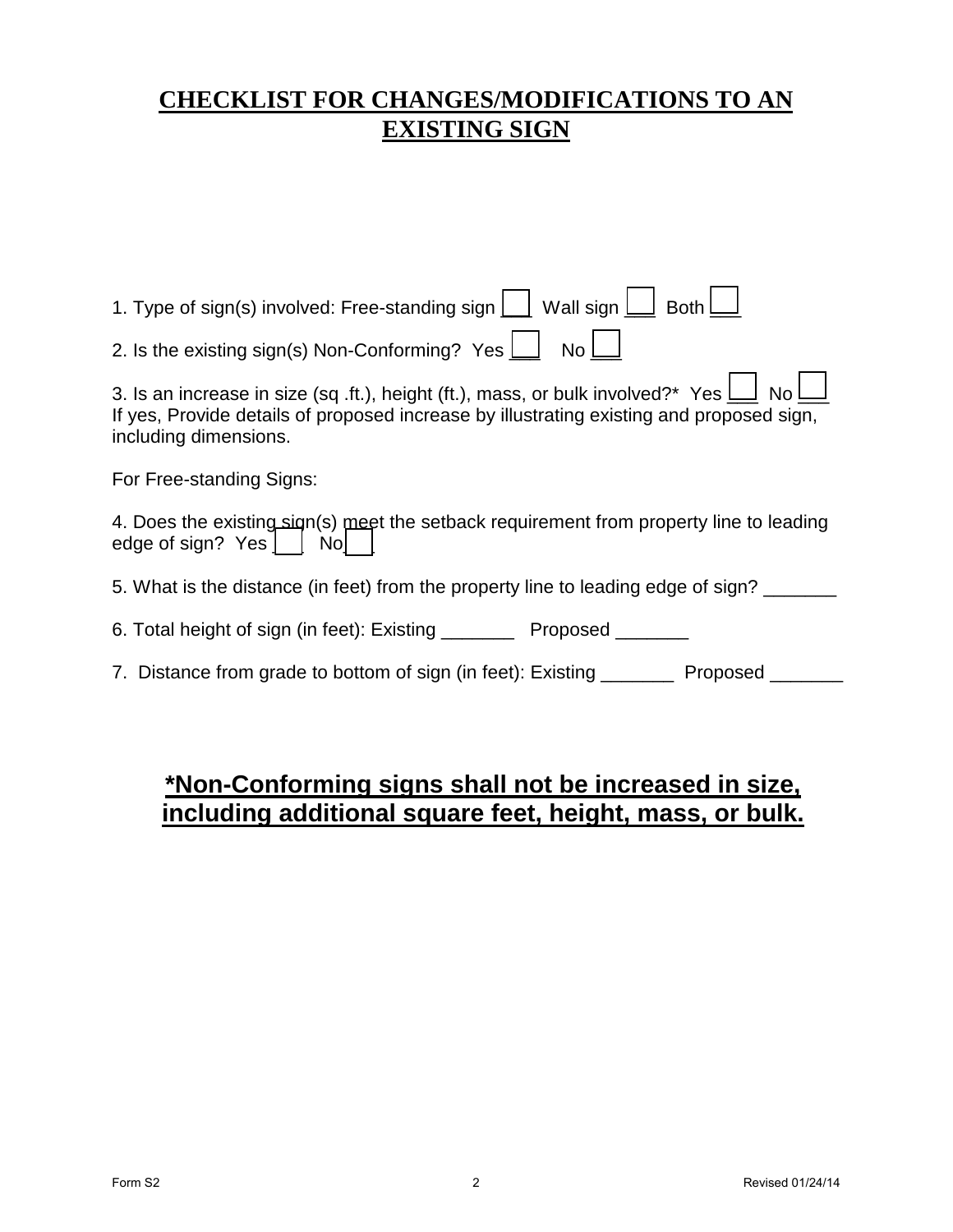# CHECKLIST FOR CHANGES/MODIFICATIONS TO AN EXISTING SIGN

1. Type of sign(s) involved: Free-standing sign ☐ Wall sign ☐ Both ☐

2. Is the existing sign(s) Non-Conforming? Yes ☐ No ☐

3. Is an increase in size (sq .ft.), height (ft.), mass, or bulk involved?* Yes ☐ No ☐
If yes, Provide details of proposed increase by illustrating existing and proposed sign, including dimensions.

For Free-standing Signs:

4. Does the existing sign(s) meet the setback requirement from property line to leading edge of sign? Yes ☐ No ☐

5. What is the distance (in feet) from the property line to leading edge of sign? _______

6. Total height of sign (in feet): Existing _______ Proposed _______

7. Distance from grade to bottom of sign (in feet): Existing _______ Proposed _______

## *Non-Conforming signs shall not be increased in size, including additional square feet, height, mass, or bulk.

Form S2 Revised 01/24/14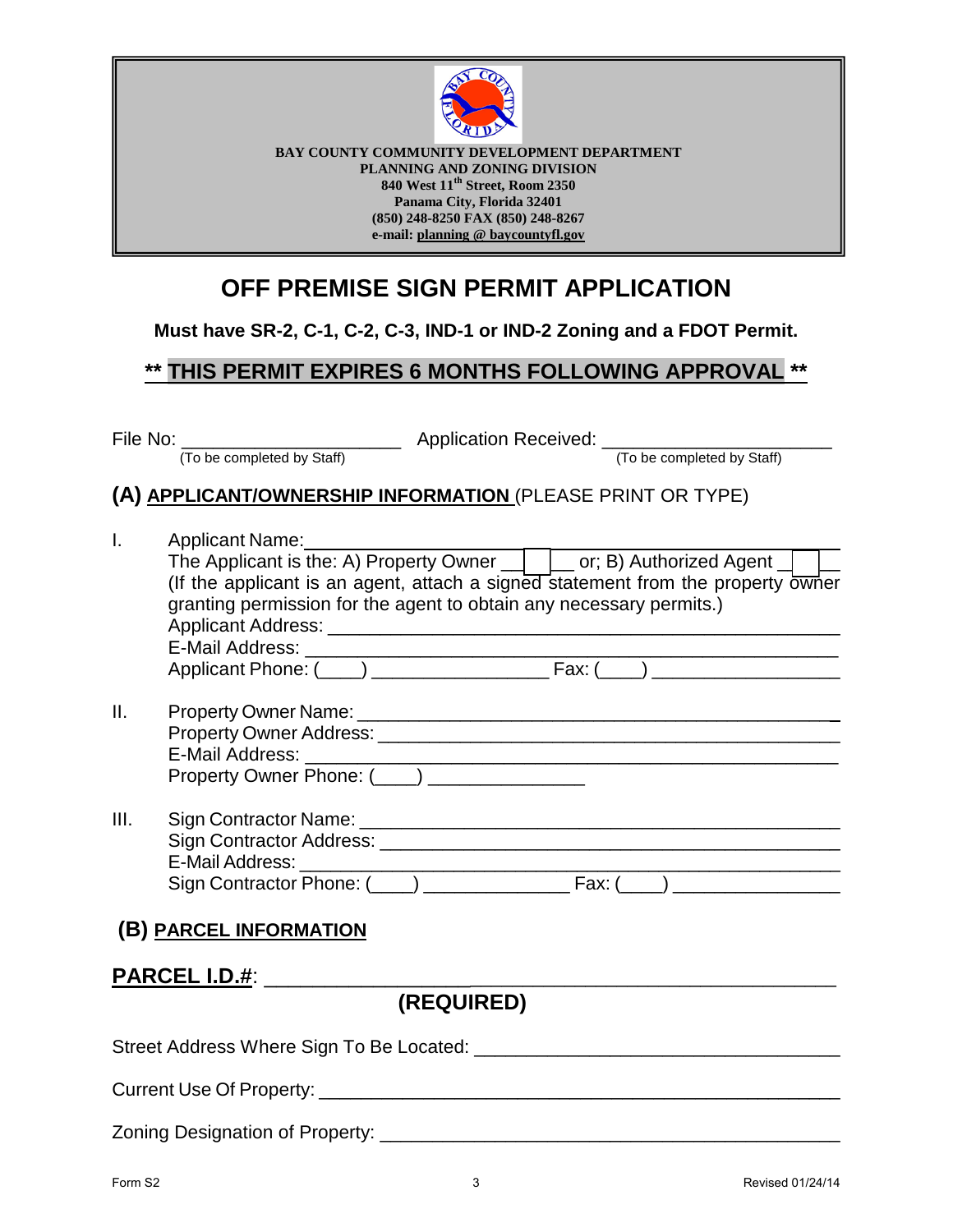**BAY COUNTY COMMUNITY DEVELOPMENT DEPARTMENT**
**PLANNING AND ZONING DIVISION**
**840 West 11th Street, Room 2350**
**Panama City, Florida 32401**
**(850) 248-8250 FAX (850) 248-8267**
**e-mail: planning @ baycountyfl.gov**

# OFF PREMISE SIGN PERMIT APPLICATION

**Must have SR-2, C-1, C-2, C-3, IND-1 or IND-2 Zoning and a FDOT Permit.**

**\*\* THIS PERMIT EXPIRES 6 MONTHS FOLLOWING APPROVAL \*\***

File No: ____________________ (To be completed by Staff)  Application Received: ____________________ (To be completed by Staff)

## (A) APPLICANT/OWNERSHIP INFORMATION (PLEASE PRINT OR TYPE)

I. Applicant Name: ______________________________
The Applicant is the: A) Property Owner ☐ or; B) Authorized Agent ☐
(If the applicant is an agent, attach a signed statement from the property owner granting permission for the agent to obtain any necessary permits.)
Applicant Address: ______________________________
E-Mail Address: ______________________________
Applicant Phone: (____) ______________ Fax: (____) ______________

II. Property Owner Name: ______________________________
Property Owner Address: ______________________________
E-Mail Address: ______________________________
Property Owner Phone: (____) ______________

III. Sign Contractor Name: ______________________________
Sign Contractor Address: ______________________________
E-Mail Address: ______________________________
Sign Contractor Phone: (____) ______________ Fax: (____) ______________

## (B) PARCEL INFORMATION

**PARCEL I.D.#**: ______________________________
**(REQUIRED)**

Street Address Where Sign To Be Located: ______________________________

Current Use Of Property: ______________________________

Zoning Designation of Property: ______________________________

Form S2 Revised 01/24/14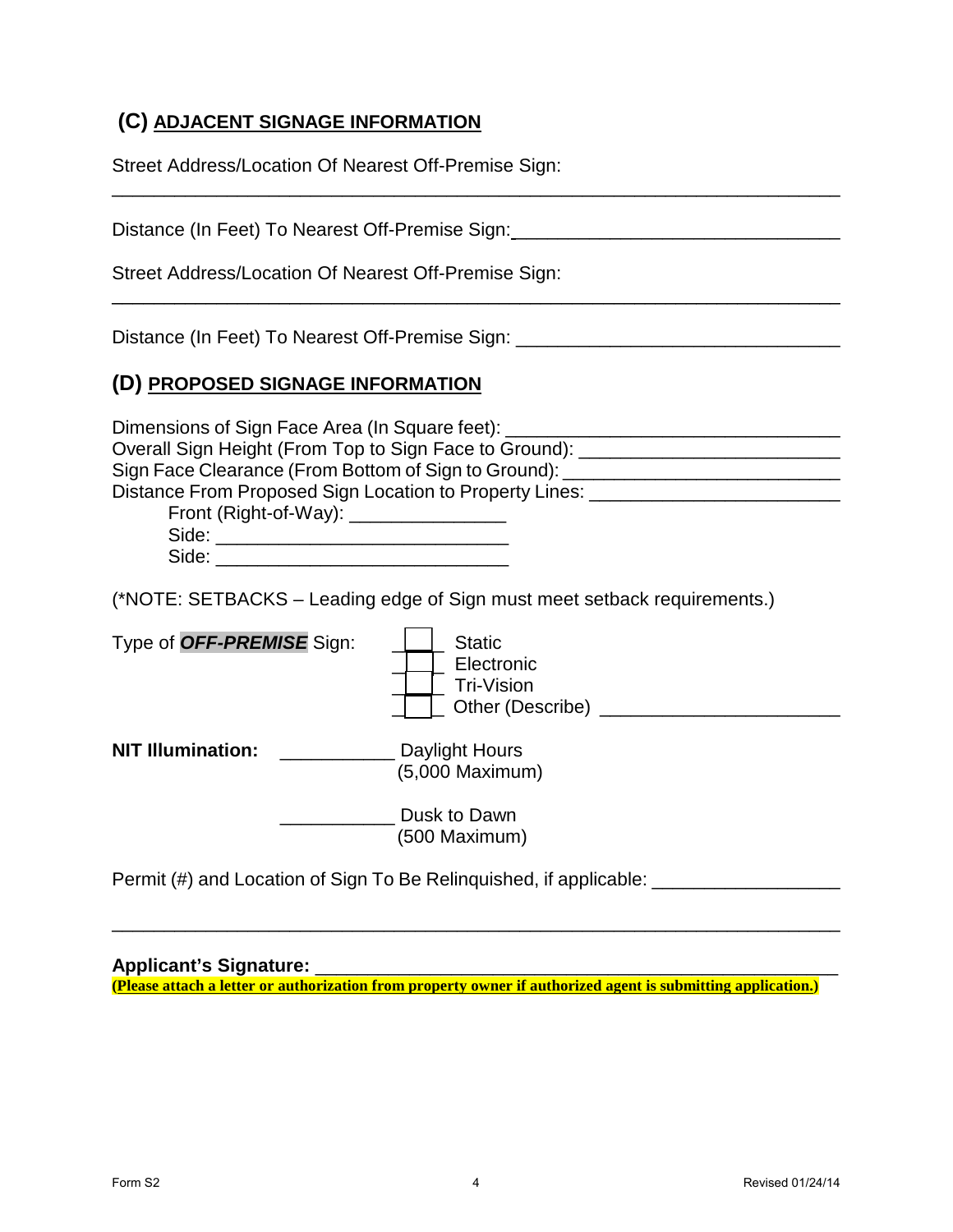## (C) ADJACENT SIGNAGE INFORMATION

Street Address/Location Of Nearest Off-Premise Sign:

_______________________________________________________________

Distance (In Feet) To Nearest Off-Premise Sign: ______________________________

Street Address/Location Of Nearest Off-Premise Sign:

_______________________________________________________________

Distance (In Feet) To Nearest Off-Premise Sign: ______________________________

## (D) PROPOSED SIGNAGE INFORMATION

Dimensions of Sign Face Area (In Square feet): ______________________________
Overall Sign Height (From Top to Sign Face to Ground): ________________________
Sign Face Clearance (From Bottom of Sign to Ground): _________________________
Distance From Proposed Sign Location to Property Lines: _______________________

- Front (Right-of-Way): _______________
- Side: ____________________________
- Side: ____________________________

(*NOTE: SETBACKS – Leading edge of Sign must meet setback requirements.)

Type of ***OFF-PREMISE*** Sign:

- ☐ Static
- ☐ Electronic
- ☐ Tri-Vision
- ☐ Other (Describe) ______________________

**NIT Illumination:**

___________ Daylight Hours (5,000 Maximum)

___________ Dusk to Dawn (500 Maximum)

Permit (#) and Location of Sign To Be Relinquished, if applicable: _________________

_______________________________________________________________

**Applicant's Signature:** ______________________________________________

**(Please attach a letter or authorization from property owner if authorized agent is submitting application.)**

Form S2 Revised 01/24/14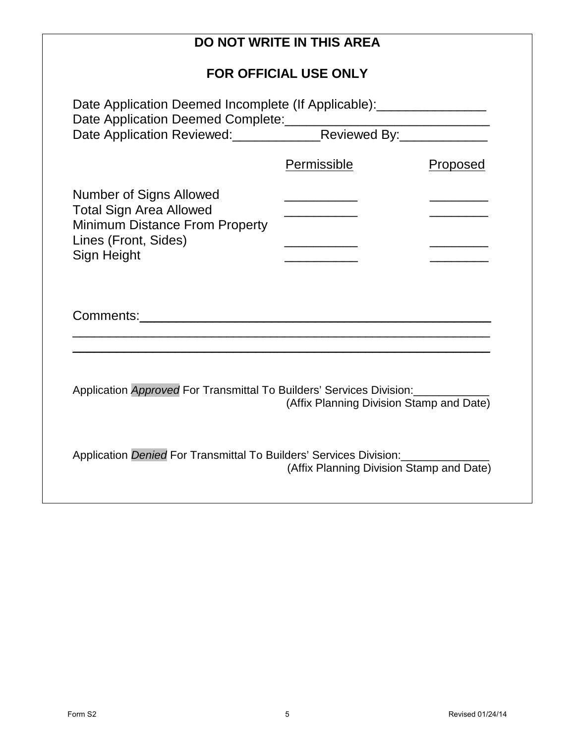## DO NOT WRITE IN THIS AREA

## FOR OFFICIAL USE ONLY

Date Application Deemed Incomplete (If Applicable):_______________
Date Application Deemed Complete:____________________________
Date Application Reviewed:____________Reviewed By:____________

| | Permissible | Proposed |
|---|---|---|
| Number of Signs Allowed | __________ | ________ |
| Total Sign Area Allowed | __________ | ________ |
| Minimum Distance From Property Lines (Front, Sides) | __________ | ________ |
| Sign Height | __________ | ________ |

Comments:_______________________________________________
_______________________________________________________
_______________________________________________________

Application *Approved* For Transmittal To Builders' Services Division:____________
(Affix Planning Division Stamp and Date)

Application *Denied* For Transmittal To Builders' Services Division:______________
(Affix Planning Division Stamp and Date)

Form S2 Revised 01/24/14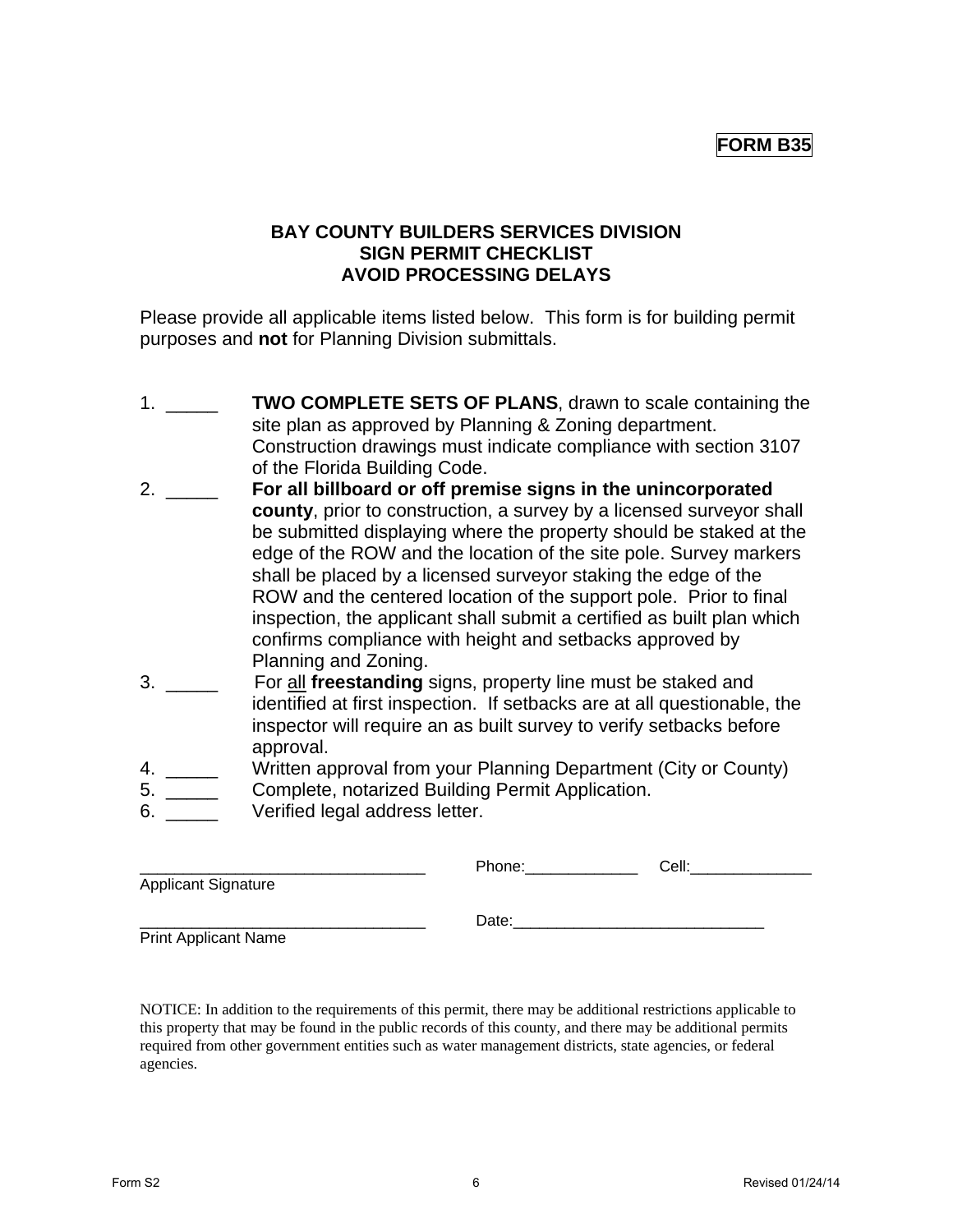**FORM B35**

# BAY COUNTY BUILDERS SERVICES DIVISION
## SIGN PERMIT CHECKLIST
## AVOID PROCESSING DELAYS

Please provide all applicable items listed below. This form is for building permit purposes and **not** for Planning Division submittals.

1. _____ **TWO COMPLETE SETS OF PLANS**, drawn to scale containing the site plan as approved by Planning & Zoning department. Construction drawings must indicate compliance with section 3107 of the Florida Building Code.
2. _____ **For all billboard or off premise signs in the unincorporated county**, prior to construction, a survey by a licensed surveyor shall be submitted displaying where the property should be staked at the edge of the ROW and the location of the site pole. Survey markers shall be placed by a licensed surveyor staking the edge of the ROW and the centered location of the support pole. Prior to final inspection, the applicant shall submit a certified as built plan which confirms compliance with height and setbacks approved by Planning and Zoning.
3. _____ For <u>all</u> **freestanding** signs, property line must be staked and identified at first inspection. If setbacks are at all questionable, the inspector will require an as built survey to verify setbacks before approval.
4. _____ Written approval from your Planning Department (City or County)
5. _____ Complete, notarized Building Permit Application.
6. _____ Verified legal address letter.

_______________________________ Phone:_____________ Cell:______________
Applicant Signature

_______________________________ Date:____________________________
Print Applicant Name

NOTICE: In addition to the requirements of this permit, there may be additional restrictions applicable to this property that may be found in the public records of this county, and there may be additional permits required from other government entities such as water management districts, state agencies, or federal agencies.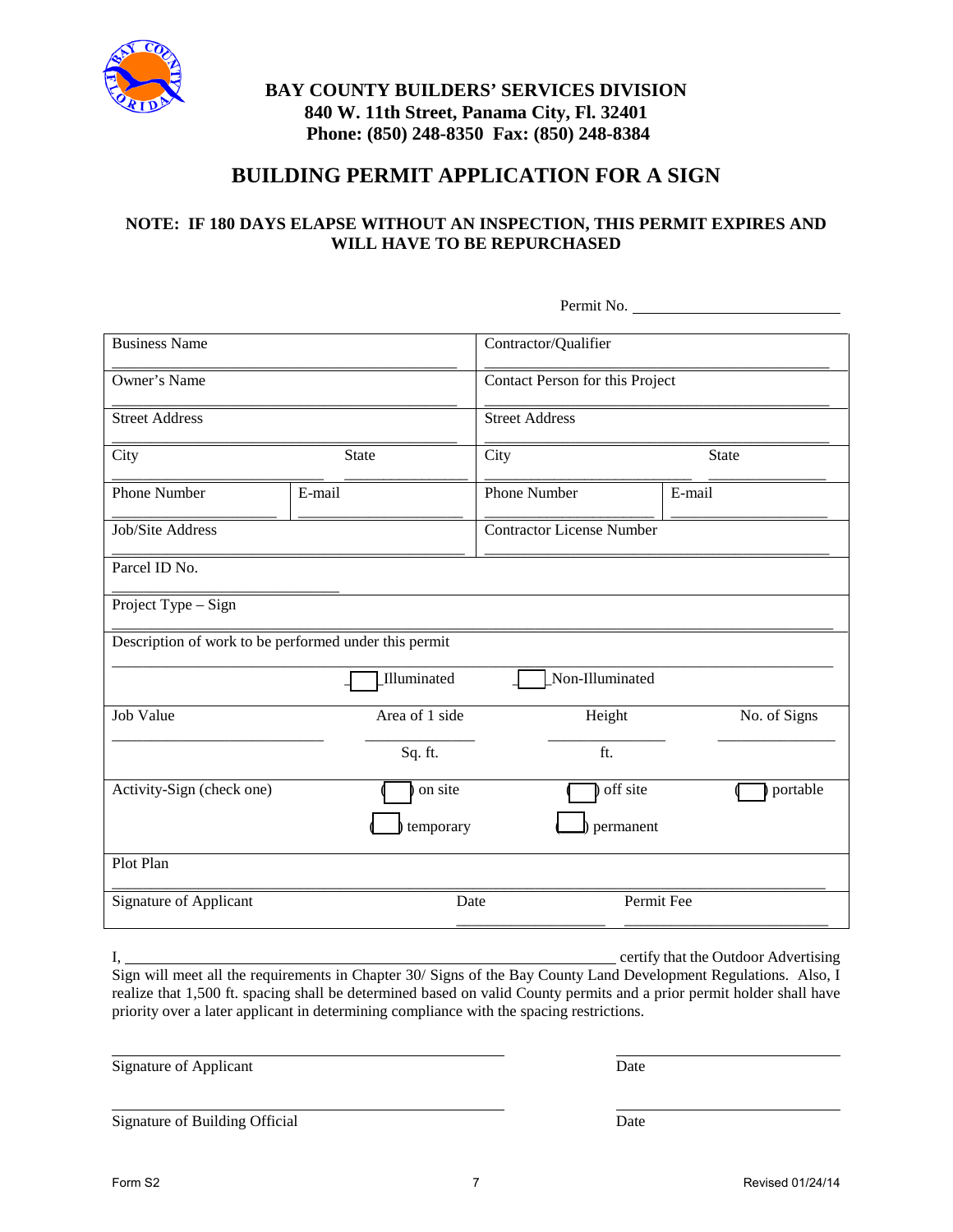**BAY COUNTY BUILDERS' SERVICES DIVISION**
**840 W. 11th Street, Panama City, Fl. 32401**
**Phone: (850) 248-8350 Fax: (850) 248-8384**

# BUILDING PERMIT APPLICATION FOR A SIGN

**NOTE: IF 180 DAYS ELAPSE WITHOUT AN INSPECTION, THIS PERMIT EXPIRES AND WILL HAVE TO BE REPURCHASED**

Permit No. ____________________

| | | | |
|---|---|---|---|
| Business Name | | Contractor/Qualifier | |
| Owner's Name | | Contact Person for this Project | |
| Street Address | | Street Address | |
| City | State | City | State |
| Phone Number | E-mail | Phone Number | E-mail |
| Job/Site Address | | Contractor License Number | |
| Parcel ID No. | | | |
| Project Type – Sign | | | |
| Description of work to be performed under this permit | | | |
| | ☐ Illuminated | ☐ Non-Illuminated | |
| Job Value | Area of 1 side ______ Sq. ft. | Height ______ ft. | No. of Signs |
| Activity-Sign (check one) | ( ) on site | ( ) off site | ( ) portable |
| | ( ) temporary | ( ) permanent | |
| Plot Plan | | | |
| Signature of Applicant | Date | Permit Fee | |

I, ______________________________ certify that the Outdoor Advertising Sign will meet all the requirements in Chapter 30/ Signs of the Bay County Land Development Regulations. Also, I realize that 1,500 ft. spacing shall be determined based on valid County permits and a prior permit holder shall have priority over a later applicant in determining compliance with the spacing restrictions.

______________________________ ______________
Signature of Applicant Date

______________________________ ______________
Signature of Building Official Date

Form S2 Revised 01/24/14